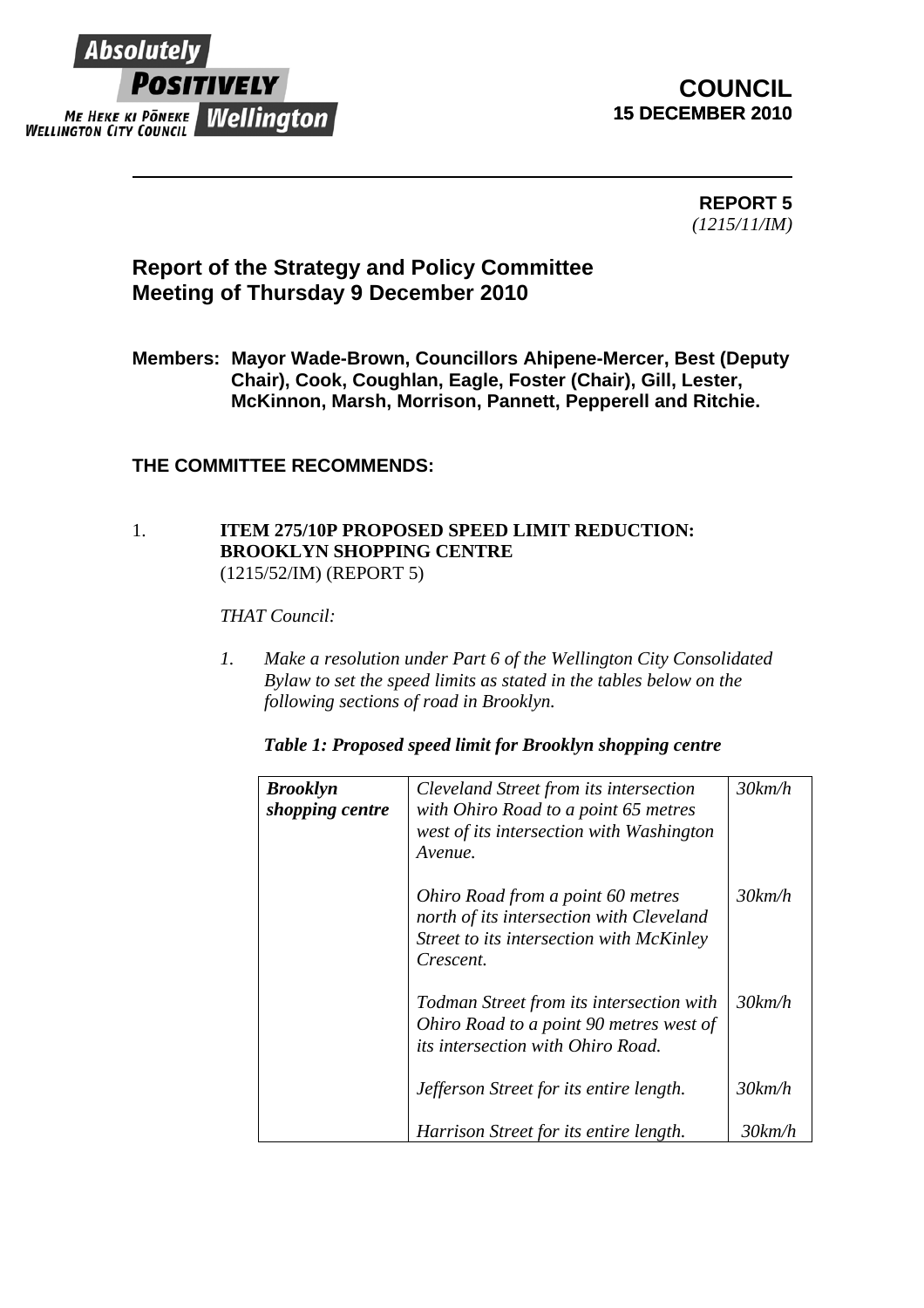Absolutely POSITIVELY Wellington
ME HEKE KI PŌNEKE
WELLINGTON CITY COUNCIL

**COUNCIL**
**15 DECEMBER 2010**

---

**REPORT 5**
*(1215/11/IM)*

## Report of the Strategy and Policy Committee Meeting of Thursday 9 December 2010

**Members: Mayor Wade-Brown, Councillors Ahipene-Mercer, Best (Deputy Chair), Cook, Coughlan, Eagle, Foster (Chair), Gill, Lester, McKinnon, Marsh, Morrison, Pannett, Pepperell and Ritchie.**

### THE COMMITTEE RECOMMENDS:

1. **ITEM 275/10P PROPOSED SPEED LIMIT REDUCTION: BROOKLYN SHOPPING CENTRE**
(1215/52/IM) (REPORT 5)

*THAT Council:*

1. *Make a resolution under Part 6 of the Wellington City Consolidated Bylaw to set the speed limits as stated in the tables below on the following sections of road in Brooklyn.*

***Table 1: Proposed speed limit for Brooklyn shopping centre***

| | | |
|---|---|---|
| ***Brooklyn shopping centre*** | *Cleveland Street from its intersection with Ohiro Road to a point 65 metres west of its intersection with Washington Avenue.* | *30km/h* |
| | *Ohiro Road from a point 60 metres north of its intersection with Cleveland Street to its intersection with McKinley Crescent.* | *30km/h* |
| | *Todman Street from its intersection with Ohiro Road to a point 90 metres west of its intersection with Ohiro Road.* | *30km/h* |
| | *Jefferson Street for its entire length.* | *30km/h* |
| | *Harrison Street for its entire length.* | *30km/h* |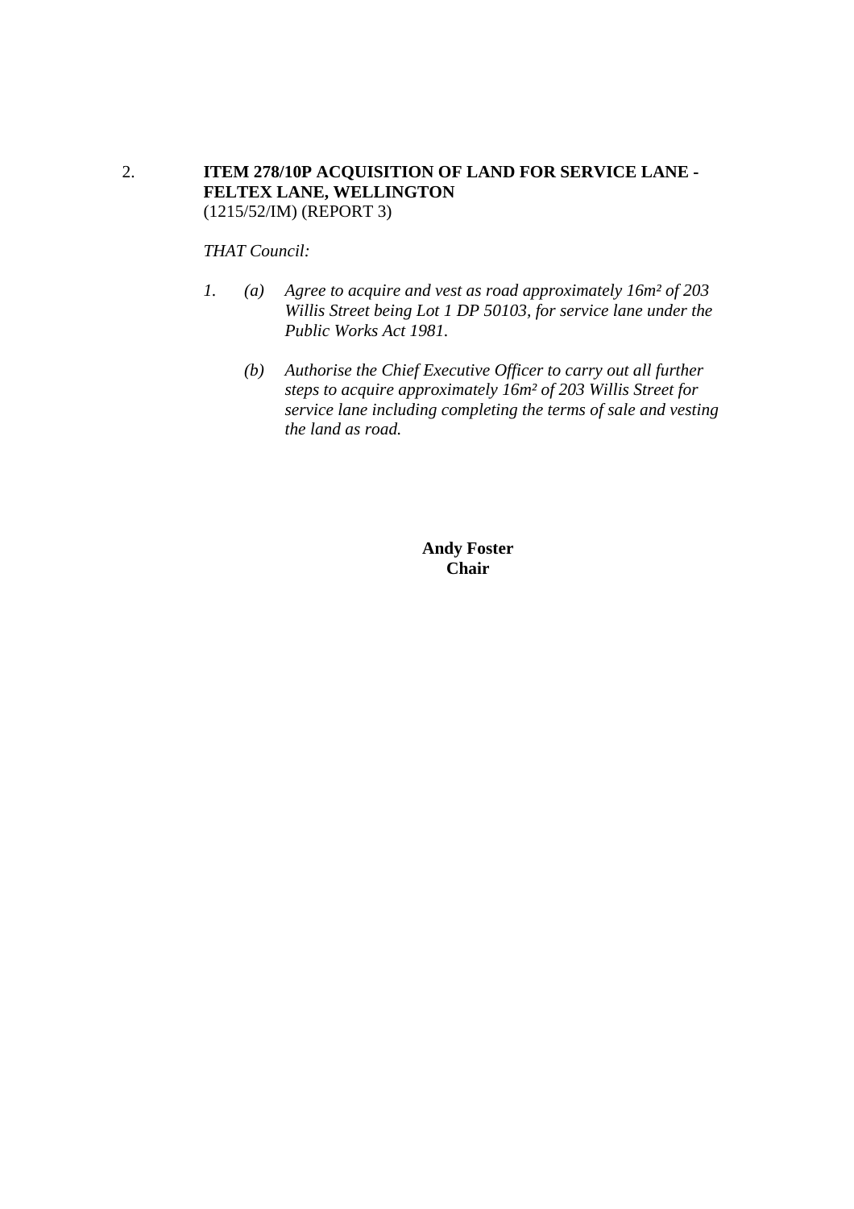2. **ITEM 278/10P ACQUISITION OF LAND FOR SERVICE LANE - FELTEX LANE, WELLINGTON**
(1215/52/IM) (REPORT 3)

*THAT Council:*

*1. (a) Agree to acquire and vest as road approximately 16m² of 203 Willis Street being Lot 1 DP 50103, for service lane under the Public Works Act 1981.*

*(b) Authorise the Chief Executive Officer to carry out all further steps to acquire approximately 16m² of 203 Willis Street for service lane including completing the terms of sale and vesting the land as road.*

**Andy Foster**
**Chair**